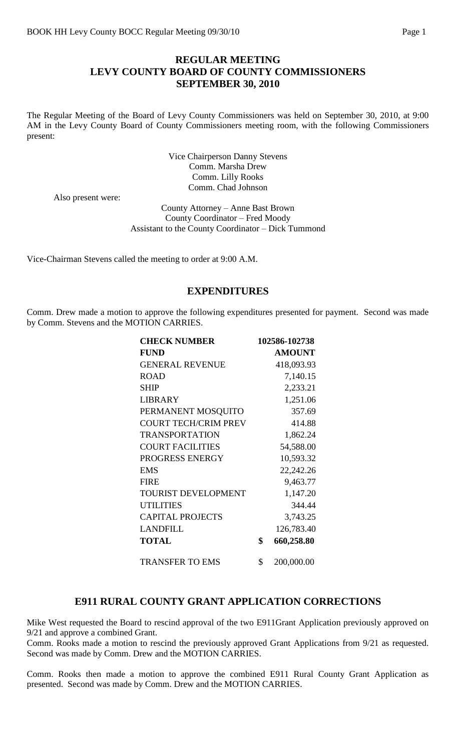# REGULAR MEETING
# LEVY COUNTY BOARD OF COUNTY COMMISSIONERS
# SEPTEMBER 30, 2010

The Regular Meeting of the Board of Levy County Commissioners was held on September 30, 2010, at 9:00 AM in the Levy County Board of County Commissioners meeting room, with the following Commissioners present:

Vice Chairperson Danny Stevens
Comm. Marsha Drew
Comm. Lilly Rooks
Comm. Chad Johnson

Also present were:

County Attorney – Anne Bast Brown
County Coordinator – Fred Moody
Assistant to the County Coordinator – Dick Tummond

Vice-Chairman Stevens called the meeting to order at 9:00 A.M.

## EXPENDITURES

Comm. Drew made a motion to approve the following expenditures presented for payment. Second was made by Comm. Stevens and the MOTION CARRIES.

| **CHECK NUMBER** | **102586-102738** |
|---|---|
| **FUND** | **AMOUNT** |
| GENERAL REVENUE | 418,093.93 |
| ROAD | 7,140.15 |
| SHIP | 2,233.21 |
| LIBRARY | 1,251.06 |
| PERMANENT MOSQUITO | 357.69 |
| COURT TECH/CRIM PREV | 414.88 |
| TRANSPORTATION | 1,862.24 |
| COURT FACILITIES | 54,588.00 |
| PROGRESS ENERGY | 10,593.32 |
| EMS | 22,242.26 |
| FIRE | 9,463.77 |
| TOURIST DEVELOPMENT | 1,147.20 |
| UTILITIES | 344.44 |
| CAPITAL PROJECTS | 3,743.25 |
| LANDFILL | 126,783.40 |
| **TOTAL** | **$ 660,258.80** |
| TRANSFER TO EMS | $ 200,000.00 |

## E911 RURAL COUNTY GRANT APPLICATION CORRECTIONS

Mike West requested the Board to rescind approval of the two E911Grant Application previously approved on 9/21 and approve a combined Grant.

Comm. Rooks made a motion to rescind the previously approved Grant Applications from 9/21 as requested. Second was made by Comm. Drew and the MOTION CARRIES.

Comm. Rooks then made a motion to approve the combined E911 Rural County Grant Application as presented. Second was made by Comm. Drew and the MOTION CARRIES.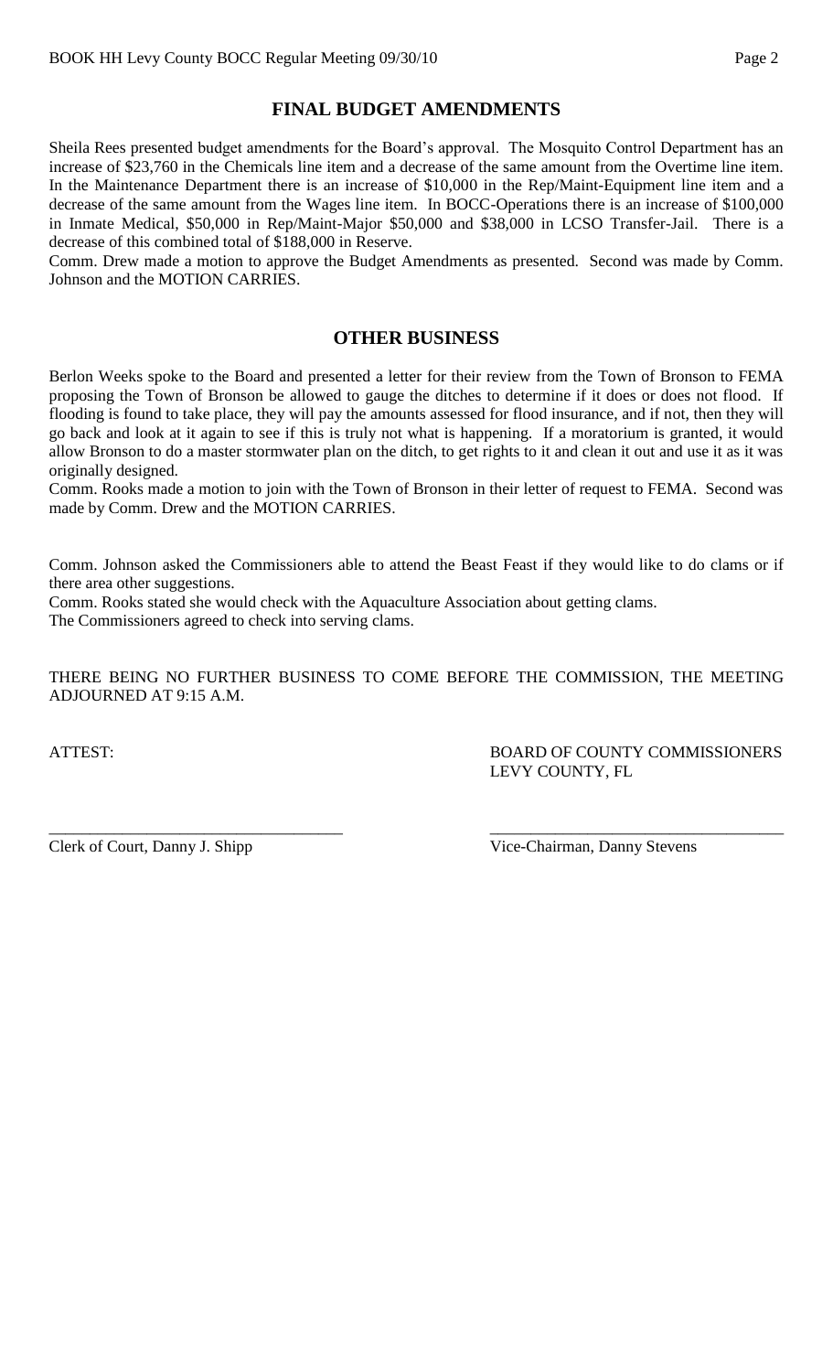## FINAL BUDGET AMENDMENTS

Sheila Rees presented budget amendments for the Board's approval. The Mosquito Control Department has an increase of $23,760 in the Chemicals line item and a decrease of the same amount from the Overtime line item. In the Maintenance Department there is an increase of $10,000 in the Rep/Maint-Equipment line item and a decrease of the same amount from the Wages line item. In BOCC-Operations there is an increase of $100,000 in Inmate Medical, $50,000 in Rep/Maint-Major $50,000 and $38,000 in LCSO Transfer-Jail. There is a decrease of this combined total of $188,000 in Reserve.

Comm. Drew made a motion to approve the Budget Amendments as presented. Second was made by Comm. Johnson and the MOTION CARRIES.

## OTHER BUSINESS

Berlon Weeks spoke to the Board and presented a letter for their review from the Town of Bronson to FEMA proposing the Town of Bronson be allowed to gauge the ditches to determine if it does or does not flood. If flooding is found to take place, they will pay the amounts assessed for flood insurance, and if not, then they will go back and look at it again to see if this is truly not what is happening. If a moratorium is granted, it would allow Bronson to do a master stormwater plan on the ditch, to get rights to it and clean it out and use it as it was originally designed.

Comm. Rooks made a motion to join with the Town of Bronson in their letter of request to FEMA. Second was made by Comm. Drew and the MOTION CARRIES.

Comm. Johnson asked the Commissioners able to attend the Beast Feast if they would like to do clams or if there area other suggestions.

Comm. Rooks stated she would check with the Aquaculture Association about getting clams.

The Commissioners agreed to check into serving clams.

THERE BEING NO FURTHER BUSINESS TO COME BEFORE THE COMMISSION, THE MEETING ADJOURNED AT 9:15 A.M.

ATTEST:

BOARD OF COUNTY COMMISSIONERS
LEVY COUNTY, FL

\_\_\_\_\_\_\_\_\_\_\_\_\_\_\_\_\_\_\_\_\_\_\_\_\_\_\_\_\_\_\_\_\_\_\_\_
Clerk of Court, Danny J. Shipp

\_\_\_\_\_\_\_\_\_\_\_\_\_\_\_\_\_\_\_\_\_\_\_\_\_\_\_\_\_\_\_\_\_\_\_\_
Vice-Chairman, Danny Stevens